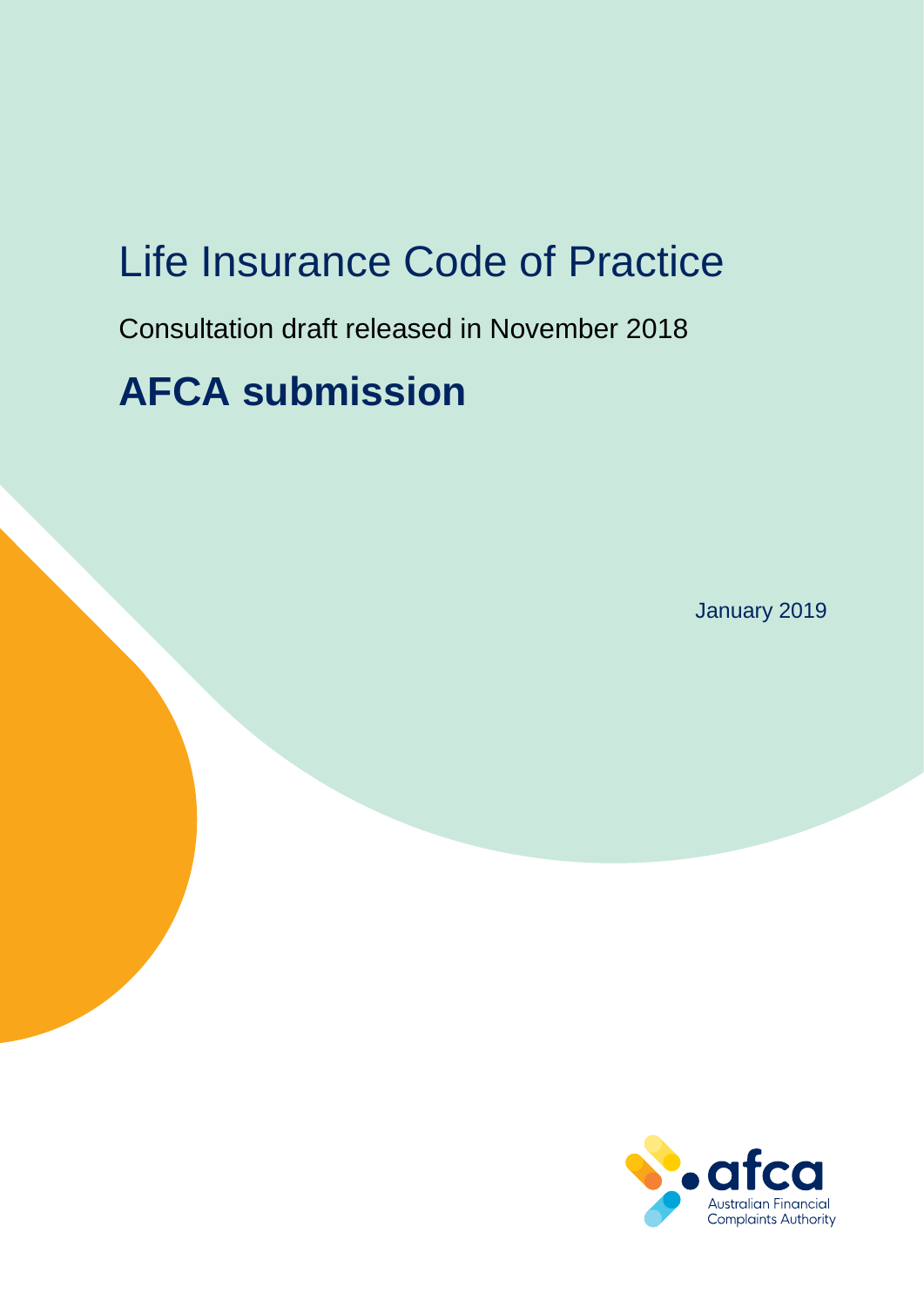# Life Insurance Code of Practice

Consultation draft released in November 2018

## AFCA submission

January 2019

afca
Australian Financial Complaints Authority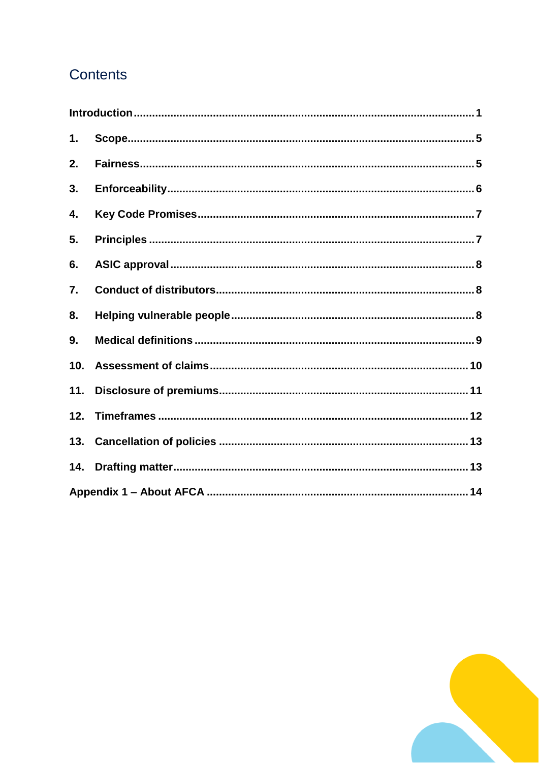## Contents

Introduction ........ 1

1. Scope ........ 5
2. Fairness ........ 5
3. Enforceability ........ 6
4. Key Code Promises ........ 7
5. Principles ........ 7
6. ASIC approval ........ 8
7. Conduct of distributors ........ 8
8. Helping vulnerable people ........ 8
9. Medical definitions ........ 9
10. Assessment of claims ........ 10
11. Disclosure of premiums ........ 11
12. Timeframes ........ 12
13. Cancellation of policies ........ 13
14. Drafting matter ........ 13

Appendix 1 – About AFCA ........ 14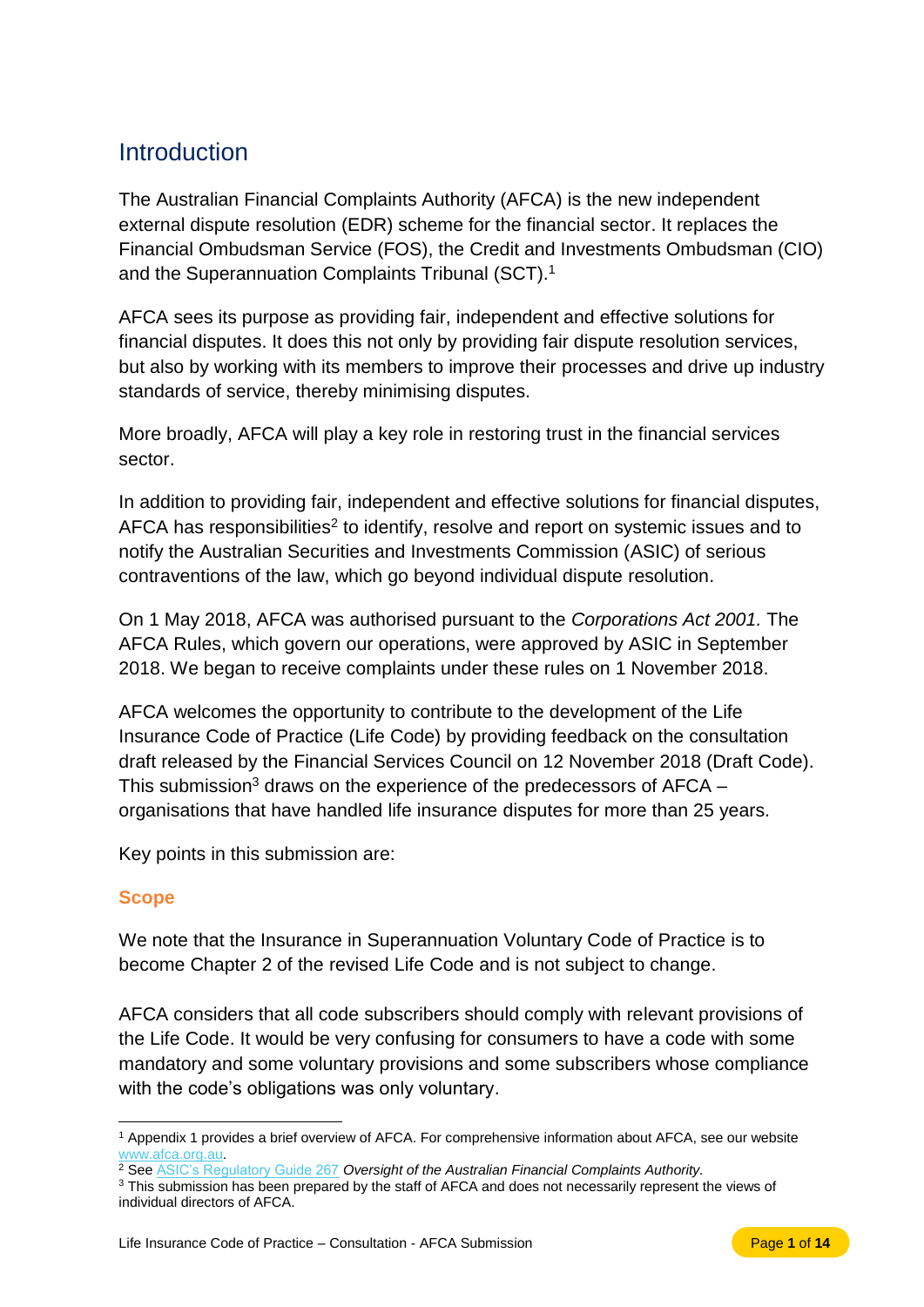## Introduction

The Australian Financial Complaints Authority (AFCA) is the new independent external dispute resolution (EDR) scheme for the financial sector. It replaces the Financial Ombudsman Service (FOS), the Credit and Investments Ombudsman (CIO) and the Superannuation Complaints Tribunal (SCT).[1]

AFCA sees its purpose as providing fair, independent and effective solutions for financial disputes. It does this not only by providing fair dispute resolution services, but also by working with its members to improve their processes and drive up industry standards of service, thereby minimising disputes.

More broadly, AFCA will play a key role in restoring trust in the financial services sector.

In addition to providing fair, independent and effective solutions for financial disputes, AFCA has responsibilities[2] to identify, resolve and report on systemic issues and to notify the Australian Securities and Investments Commission (ASIC) of serious contraventions of the law, which go beyond individual dispute resolution.

On 1 May 2018, AFCA was authorised pursuant to the *Corporations Act 2001.* The AFCA Rules, which govern our operations, were approved by ASIC in September 2018. We began to receive complaints under these rules on 1 November 2018.

AFCA welcomes the opportunity to contribute to the development of the Life Insurance Code of Practice (Life Code) by providing feedback on the consultation draft released by the Financial Services Council on 12 November 2018 (Draft Code). This submission[3] draws on the experience of the predecessors of AFCA – organisations that have handled life insurance disputes for more than 25 years.

Key points in this submission are:

### Scope

We note that the Insurance in Superannuation Voluntary Code of Practice is to become Chapter 2 of the revised Life Code and is not subject to change.

AFCA considers that all code subscribers should comply with relevant provisions of the Life Code. It would be very confusing for consumers to have a code with some mandatory and some voluntary provisions and some subscribers whose compliance with the code's obligations was only voluntary.

---

[1] Appendix 1 provides a brief overview of AFCA. For comprehensive information about AFCA, see our website www.afca.org.au.

[2] See ASIC's Regulatory Guide 267 *Oversight of the Australian Financial Complaints Authority.*

[3] This submission has been prepared by the staff of AFCA and does not necessarily represent the views of individual directors of AFCA.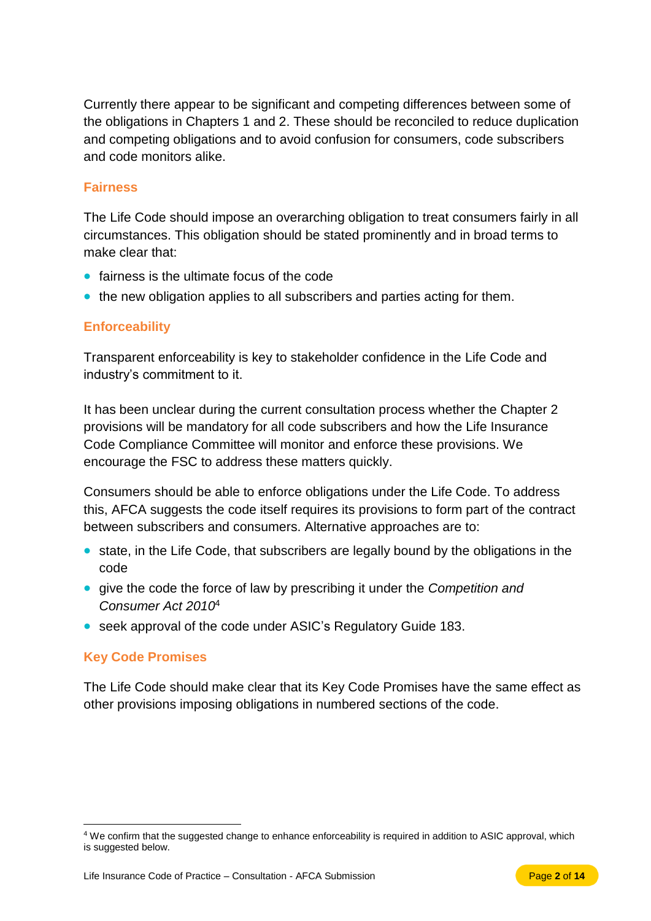Currently there appear to be significant and competing differences between some of the obligations in Chapters 1 and 2. These should be reconciled to reduce duplication and competing obligations and to avoid confusion for consumers, code subscribers and code monitors alike.

### Fairness

The Life Code should impose an overarching obligation to treat consumers fairly in all circumstances. This obligation should be stated prominently and in broad terms to make clear that:

- fairness is the ultimate focus of the code
- the new obligation applies to all subscribers and parties acting for them.

### Enforceability

Transparent enforceability is key to stakeholder confidence in the Life Code and industry's commitment to it.

It has been unclear during the current consultation process whether the Chapter 2 provisions will be mandatory for all code subscribers and how the Life Insurance Code Compliance Committee will monitor and enforce these provisions. We encourage the FSC to address these matters quickly.

Consumers should be able to enforce obligations under the Life Code. To address this, AFCA suggests the code itself requires its provisions to form part of the contract between subscribers and consumers. Alternative approaches are to:

- state, in the Life Code, that subscribers are legally bound by the obligations in the code
- give the code the force of law by prescribing it under the *Competition and Consumer Act 2010*[4]
- seek approval of the code under ASIC's Regulatory Guide 183.

### Key Code Promises

The Life Code should make clear that its Key Code Promises have the same effect as other provisions imposing obligations in numbered sections of the code.

---

[4] We confirm that the suggested change to enhance enforceability is required in addition to ASIC approval, which is suggested below.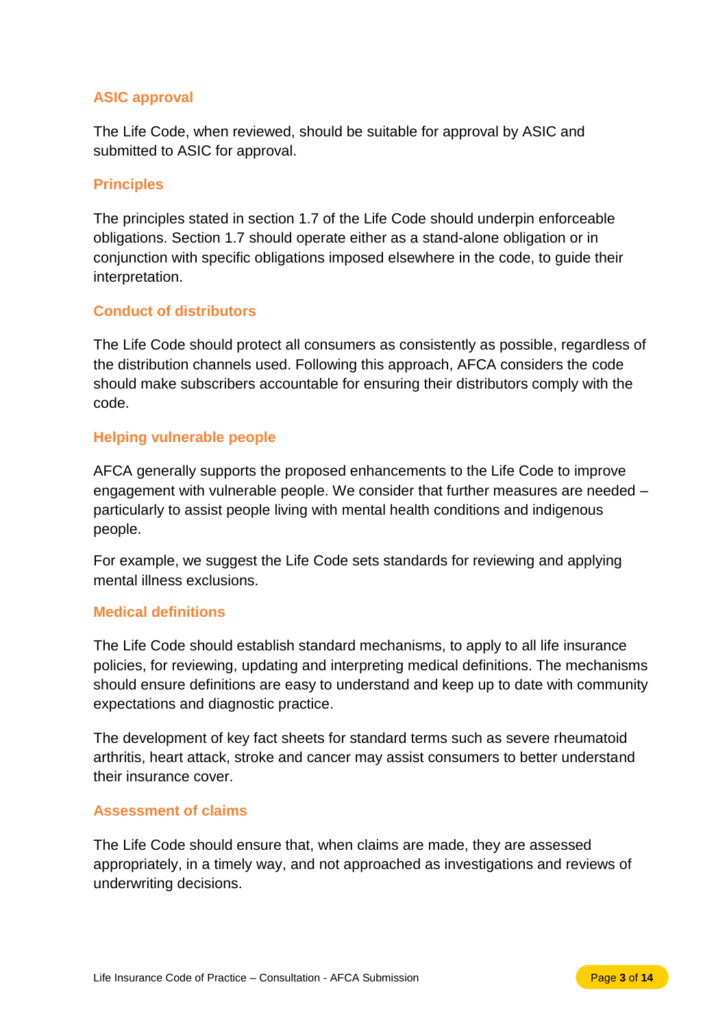### ASIC approval

The Life Code, when reviewed, should be suitable for approval by ASIC and submitted to ASIC for approval.

### Principles

The principles stated in section 1.7 of the Life Code should underpin enforceable obligations. Section 1.7 should operate either as a stand-alone obligation or in conjunction with specific obligations imposed elsewhere in the code, to guide their interpretation.

### Conduct of distributors

The Life Code should protect all consumers as consistently as possible, regardless of the distribution channels used. Following this approach, AFCA considers the code should make subscribers accountable for ensuring their distributors comply with the code.

### Helping vulnerable people

AFCA generally supports the proposed enhancements to the Life Code to improve engagement with vulnerable people. We consider that further measures are needed – particularly to assist people living with mental health conditions and indigenous people.

For example, we suggest the Life Code sets standards for reviewing and applying mental illness exclusions.

### Medical definitions

The Life Code should establish standard mechanisms, to apply to all life insurance policies, for reviewing, updating and interpreting medical definitions. The mechanisms should ensure definitions are easy to understand and keep up to date with community expectations and diagnostic practice.

The development of key fact sheets for standard terms such as severe rheumatoid arthritis, heart attack, stroke and cancer may assist consumers to better understand their insurance cover.

### Assessment of claims

The Life Code should ensure that, when claims are made, they are assessed appropriately, in a timely way, and not approached as investigations and reviews of underwriting decisions.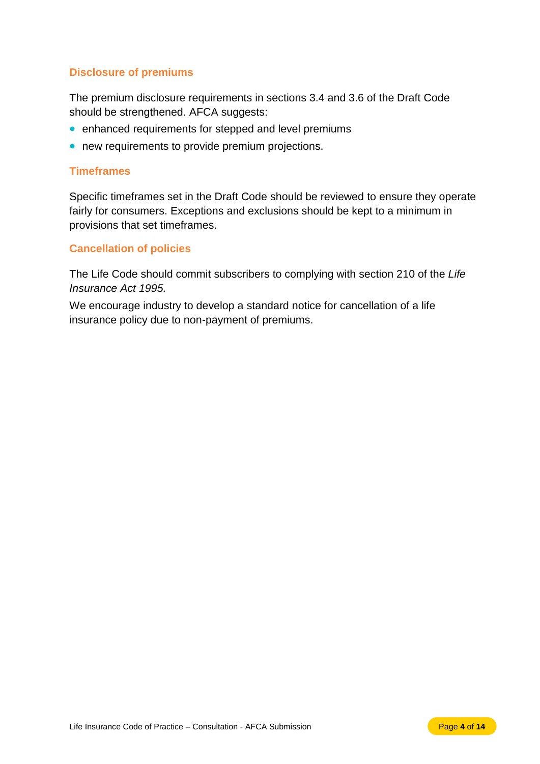### Disclosure of premiums

The premium disclosure requirements in sections 3.4 and 3.6 of the Draft Code should be strengthened. AFCA suggests:

- enhanced requirements for stepped and level premiums
- new requirements to provide premium projections.

### Timeframes

Specific timeframes set in the Draft Code should be reviewed to ensure they operate fairly for consumers. Exceptions and exclusions should be kept to a minimum in provisions that set timeframes.

### Cancellation of policies

The Life Code should commit subscribers to complying with section 210 of the *Life Insurance Act 1995.*

We encourage industry to develop a standard notice for cancellation of a life insurance policy due to non-payment of premiums.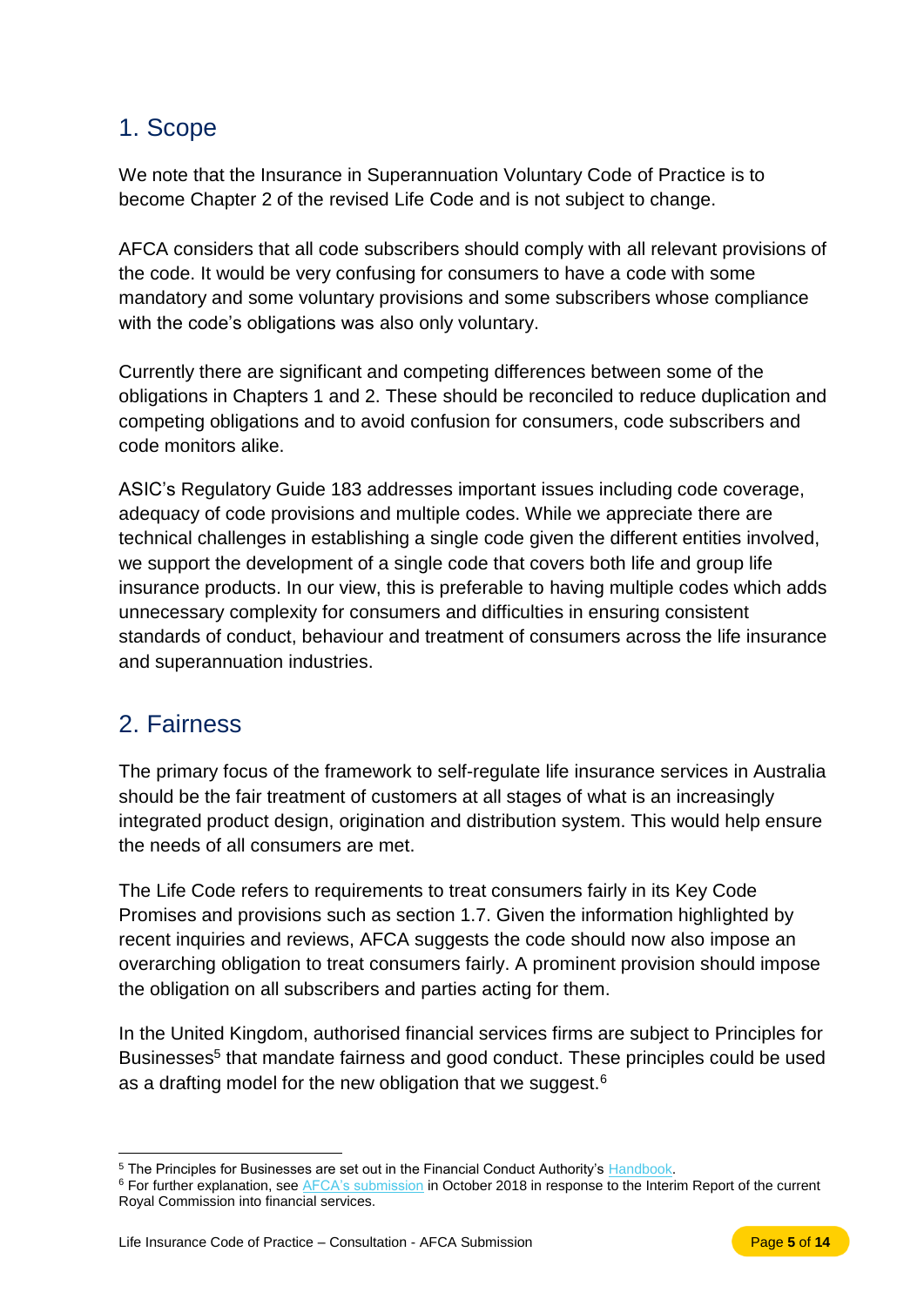## 1. Scope

We note that the Insurance in Superannuation Voluntary Code of Practice is to become Chapter 2 of the revised Life Code and is not subject to change.

AFCA considers that all code subscribers should comply with all relevant provisions of the code. It would be very confusing for consumers to have a code with some mandatory and some voluntary provisions and some subscribers whose compliance with the code's obligations was also only voluntary.

Currently there are significant and competing differences between some of the obligations in Chapters 1 and 2. These should be reconciled to reduce duplication and competing obligations and to avoid confusion for consumers, code subscribers and code monitors alike.

ASIC's Regulatory Guide 183 addresses important issues including code coverage, adequacy of code provisions and multiple codes. While we appreciate there are technical challenges in establishing a single code given the different entities involved, we support the development of a single code that covers both life and group life insurance products. In our view, this is preferable to having multiple codes which adds unnecessary complexity for consumers and difficulties in ensuring consistent standards of conduct, behaviour and treatment of consumers across the life insurance and superannuation industries.

## 2. Fairness

The primary focus of the framework to self-regulate life insurance services in Australia should be the fair treatment of customers at all stages of what is an increasingly integrated product design, origination and distribution system. This would help ensure the needs of all consumers are met.

The Life Code refers to requirements to treat consumers fairly in its Key Code Promises and provisions such as section 1.7. Given the information highlighted by recent inquiries and reviews, AFCA suggests the code should now also impose an overarching obligation to treat consumers fairly. A prominent provision should impose the obligation on all subscribers and parties acting for them.

In the United Kingdom, authorised financial services firms are subject to Principles for Businesses[5] that mandate fairness and good conduct. These principles could be used as a drafting model for the new obligation that we suggest.[6]

---

[5] The Principles for Businesses are set out in the Financial Conduct Authority's Handbook.

[6] For further explanation, see AFCA's submission in October 2018 in response to the Interim Report of the current Royal Commission into financial services.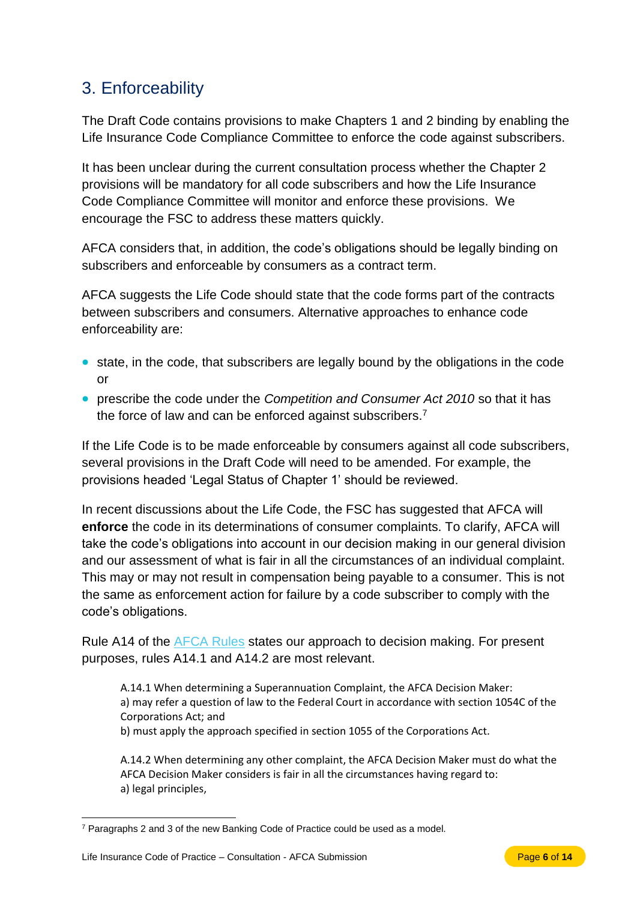## 3. Enforceability

The Draft Code contains provisions to make Chapters 1 and 2 binding by enabling the Life Insurance Code Compliance Committee to enforce the code against subscribers.

It has been unclear during the current consultation process whether the Chapter 2 provisions will be mandatory for all code subscribers and how the Life Insurance Code Compliance Committee will monitor and enforce these provisions. We encourage the FSC to address these matters quickly.

AFCA considers that, in addition, the code's obligations should be legally binding on subscribers and enforceable by consumers as a contract term.

AFCA suggests the Life Code should state that the code forms part of the contracts between subscribers and consumers. Alternative approaches to enhance code enforceability are:

- state, in the code, that subscribers are legally bound by the obligations in the code or
- prescribe the code under the *Competition and Consumer Act 2010* so that it has the force of law and can be enforced against subscribers.[7]

If the Life Code is to be made enforceable by consumers against all code subscribers, several provisions in the Draft Code will need to be amended. For example, the provisions headed 'Legal Status of Chapter 1' should be reviewed.

In recent discussions about the Life Code, the FSC has suggested that AFCA will **enforce** the code in its determinations of consumer complaints. To clarify, AFCA will take the code's obligations into account in our decision making in our general division and our assessment of what is fair in all the circumstances of an individual complaint. This may or may not result in compensation being payable to a consumer. This is not the same as enforcement action for failure by a code subscriber to comply with the code's obligations.

Rule A14 of the AFCA Rules states our approach to decision making. For present purposes, rules A14.1 and A14.2 are most relevant.

> A.14.1 When determining a Superannuation Complaint, the AFCA Decision Maker:
> a) may refer a question of law to the Federal Court in accordance with section 1054C of the Corporations Act; and
> b) must apply the approach specified in section 1055 of the Corporations Act.
>
> A.14.2 When determining any other complaint, the AFCA Decision Maker must do what the AFCA Decision Maker considers is fair in all the circumstances having regard to:
> a) legal principles,

[7] Paragraphs 2 and 3 of the new Banking Code of Practice could be used as a model.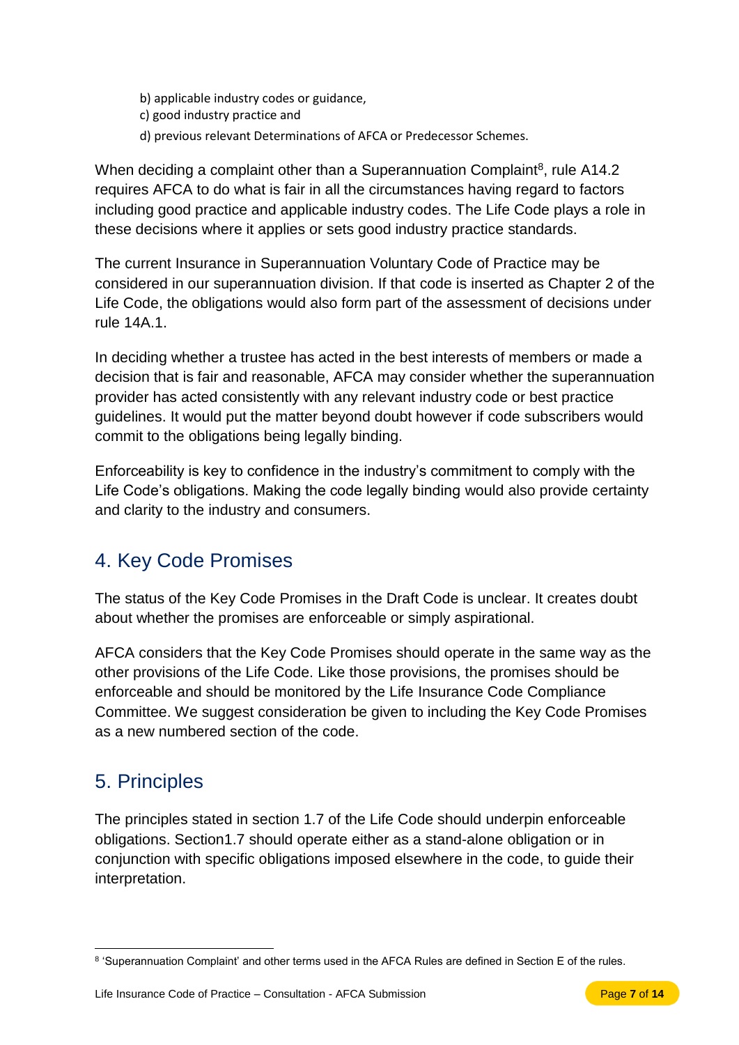b) applicable industry codes or guidance,
c) good industry practice and
d) previous relevant Determinations of AFCA or Predecessor Schemes.

When deciding a complaint other than a Superannuation Complaint[8], rule A14.2 requires AFCA to do what is fair in all the circumstances having regard to factors including good practice and applicable industry codes. The Life Code plays a role in these decisions where it applies or sets good industry practice standards.

The current Insurance in Superannuation Voluntary Code of Practice may be considered in our superannuation division. If that code is inserted as Chapter 2 of the Life Code, the obligations would also form part of the assessment of decisions under rule 14A.1.

In deciding whether a trustee has acted in the best interests of members or made a decision that is fair and reasonable, AFCA may consider whether the superannuation provider has acted consistently with any relevant industry code or best practice guidelines. It would put the matter beyond doubt however if code subscribers would commit to the obligations being legally binding.

Enforceability is key to confidence in the industry's commitment to comply with the Life Code's obligations. Making the code legally binding would also provide certainty and clarity to the industry and consumers.

## 4. Key Code Promises

The status of the Key Code Promises in the Draft Code is unclear. It creates doubt about whether the promises are enforceable or simply aspirational.

AFCA considers that the Key Code Promises should operate in the same way as the other provisions of the Life Code. Like those provisions, the promises should be enforceable and should be monitored by the Life Insurance Code Compliance Committee. We suggest consideration be given to including the Key Code Promises as a new numbered section of the code.

## 5. Principles

The principles stated in section 1.7 of the Life Code should underpin enforceable obligations. Section1.7 should operate either as a stand-alone obligation or in conjunction with specific obligations imposed elsewhere in the code, to guide their interpretation.

[8] 'Superannuation Complaint' and other terms used in the AFCA Rules are defined in Section E of the rules.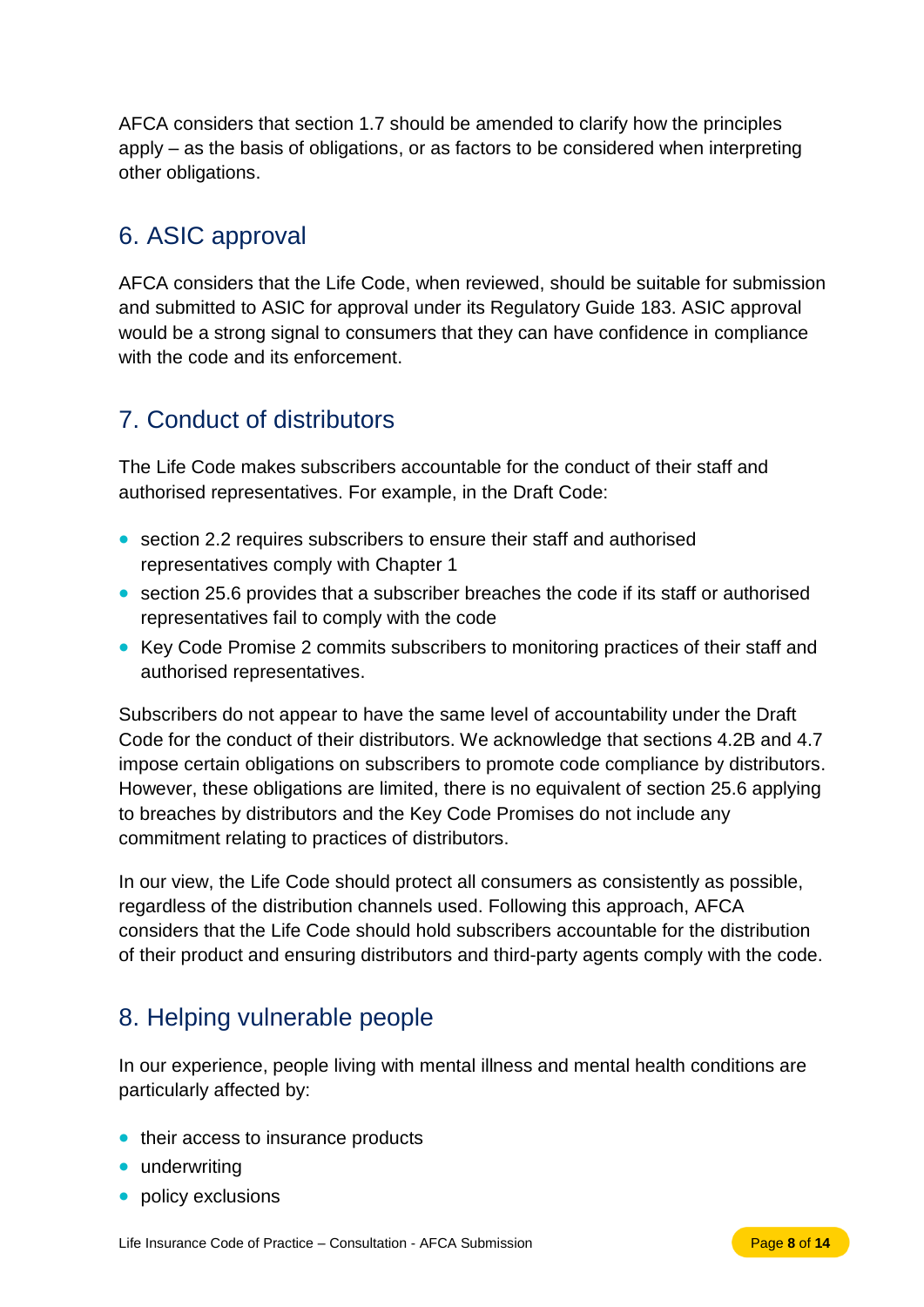AFCA considers that section 1.7 should be amended to clarify how the principles apply – as the basis of obligations, or as factors to be considered when interpreting other obligations.

## 6. ASIC approval

AFCA considers that the Life Code, when reviewed, should be suitable for submission and submitted to ASIC for approval under its Regulatory Guide 183. ASIC approval would be a strong signal to consumers that they can have confidence in compliance with the code and its enforcement.

## 7. Conduct of distributors

The Life Code makes subscribers accountable for the conduct of their staff and authorised representatives. For example, in the Draft Code:

- section 2.2 requires subscribers to ensure their staff and authorised representatives comply with Chapter 1
- section 25.6 provides that a subscriber breaches the code if its staff or authorised representatives fail to comply with the code
- Key Code Promise 2 commits subscribers to monitoring practices of their staff and authorised representatives.

Subscribers do not appear to have the same level of accountability under the Draft Code for the conduct of their distributors. We acknowledge that sections 4.2B and 4.7 impose certain obligations on subscribers to promote code compliance by distributors. However, these obligations are limited, there is no equivalent of section 25.6 applying to breaches by distributors and the Key Code Promises do not include any commitment relating to practices of distributors.

In our view, the Life Code should protect all consumers as consistently as possible, regardless of the distribution channels used. Following this approach, AFCA considers that the Life Code should hold subscribers accountable for the distribution of their product and ensuring distributors and third-party agents comply with the code.

## 8. Helping vulnerable people

In our experience, people living with mental illness and mental health conditions are particularly affected by:

- their access to insurance products
- underwriting
- policy exclusions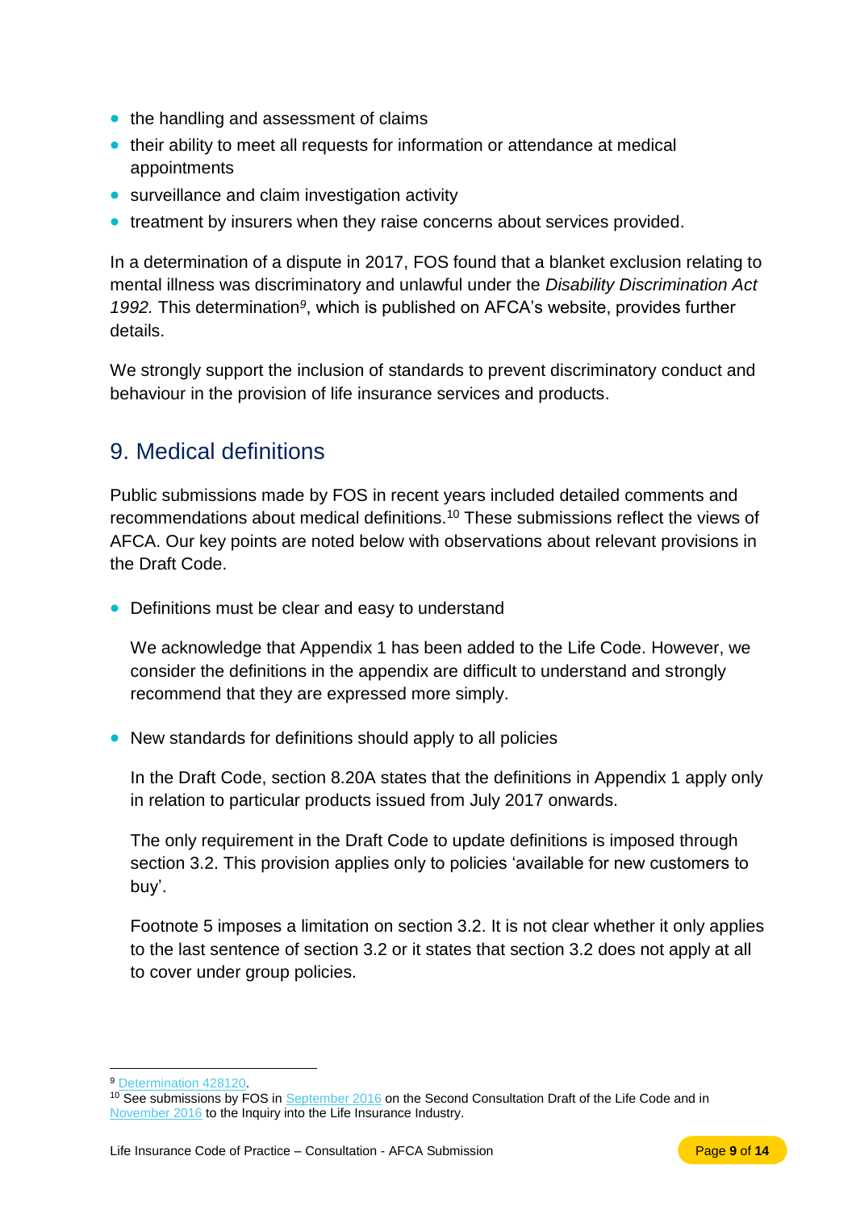- the handling and assessment of claims
- their ability to meet all requests for information or attendance at medical appointments
- surveillance and claim investigation activity
- treatment by insurers when they raise concerns about services provided.

In a determination of a dispute in 2017, FOS found that a blanket exclusion relating to mental illness was discriminatory and unlawful under the *Disability Discrimination Act 1992.* This determination[9], which is published on AFCA's website, provides further details.

We strongly support the inclusion of standards to prevent discriminatory conduct and behaviour in the provision of life insurance services and products.

## 9. Medical definitions

Public submissions made by FOS in recent years included detailed comments and recommendations about medical definitions.[10] These submissions reflect the views of AFCA. Our key points are noted below with observations about relevant provisions in the Draft Code.

- Definitions must be clear and easy to understand

  We acknowledge that Appendix 1 has been added to the Life Code. However, we consider the definitions in the appendix are difficult to understand and strongly recommend that they are expressed more simply.

- New standards for definitions should apply to all policies

  In the Draft Code, section 8.20A states that the definitions in Appendix 1 apply only in relation to particular products issued from July 2017 onwards.

  The only requirement in the Draft Code to update definitions is imposed through section 3.2. This provision applies only to policies 'available for new customers to buy'.

  Footnote 5 imposes a limitation on section 3.2. It is not clear whether it only applies to the last sentence of section 3.2 or it states that section 3.2 does not apply at all to cover under group policies.

---

[9] Determination 428120.

[10] See submissions by FOS in September 2016 on the Second Consultation Draft of the Life Code and in November 2016 to the Inquiry into the Life Insurance Industry.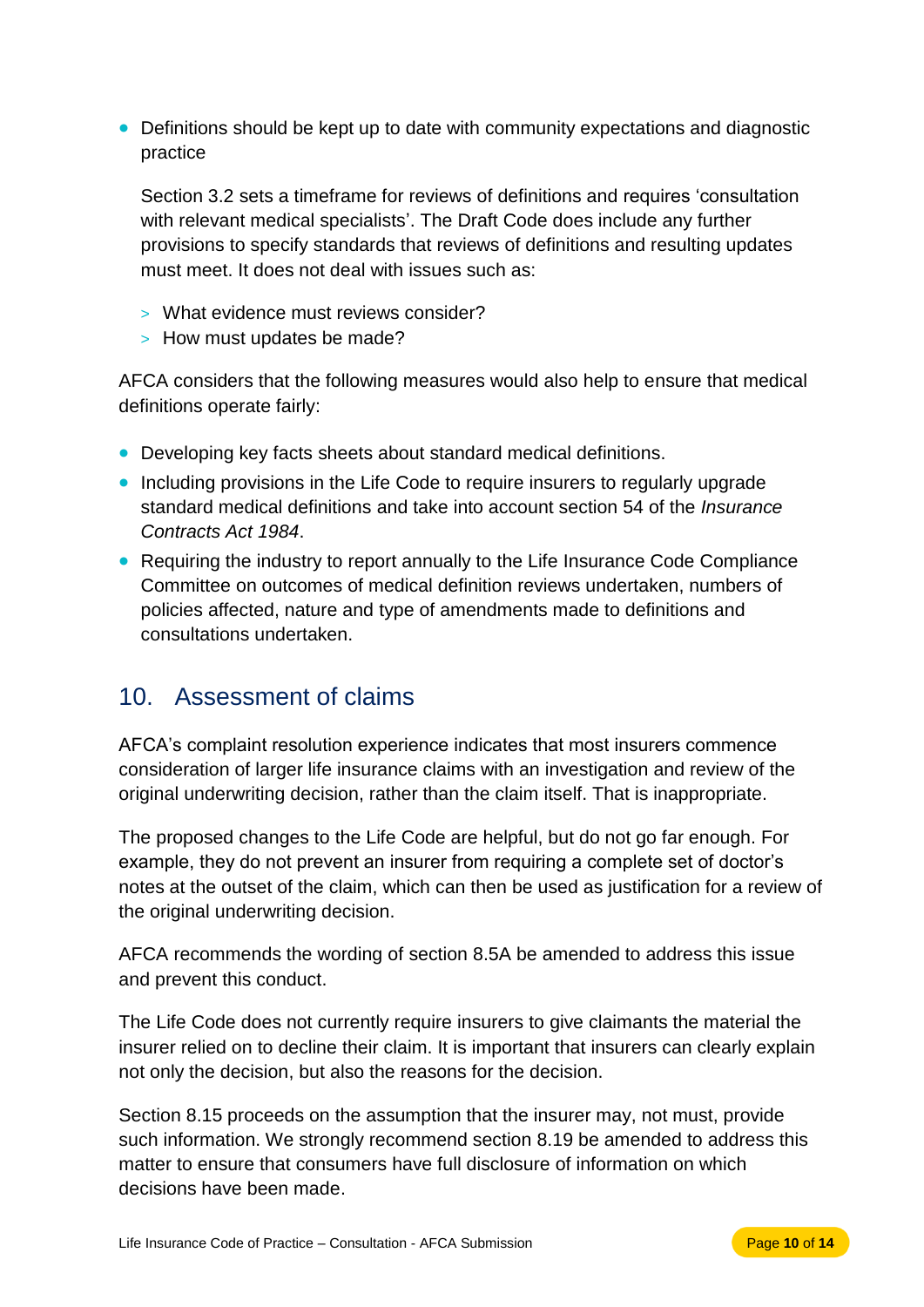- Definitions should be kept up to date with community expectations and diagnostic practice

  Section 3.2 sets a timeframe for reviews of definitions and requires 'consultation with relevant medical specialists'. The Draft Code does include any further provisions to specify standards that reviews of definitions and resulting updates must meet. It does not deal with issues such as:

  - What evidence must reviews consider?
  - How must updates be made?

AFCA considers that the following measures would also help to ensure that medical definitions operate fairly:

- Developing key facts sheets about standard medical definitions.
- Including provisions in the Life Code to require insurers to regularly upgrade standard medical definitions and take into account section 54 of the *Insurance Contracts Act 1984*.
- Requiring the industry to report annually to the Life Insurance Code Compliance Committee on outcomes of medical definition reviews undertaken, numbers of policies affected, nature and type of amendments made to definitions and consultations undertaken.

## 10. Assessment of claims

AFCA's complaint resolution experience indicates that most insurers commence consideration of larger life insurance claims with an investigation and review of the original underwriting decision, rather than the claim itself. That is inappropriate.

The proposed changes to the Life Code are helpful, but do not go far enough. For example, they do not prevent an insurer from requiring a complete set of doctor's notes at the outset of the claim, which can then be used as justification for a review of the original underwriting decision.

AFCA recommends the wording of section 8.5A be amended to address this issue and prevent this conduct.

The Life Code does not currently require insurers to give claimants the material the insurer relied on to decline their claim. It is important that insurers can clearly explain not only the decision, but also the reasons for the decision.

Section 8.15 proceeds on the assumption that the insurer may, not must, provide such information. We strongly recommend section 8.19 be amended to address this matter to ensure that consumers have full disclosure of information on which decisions have been made.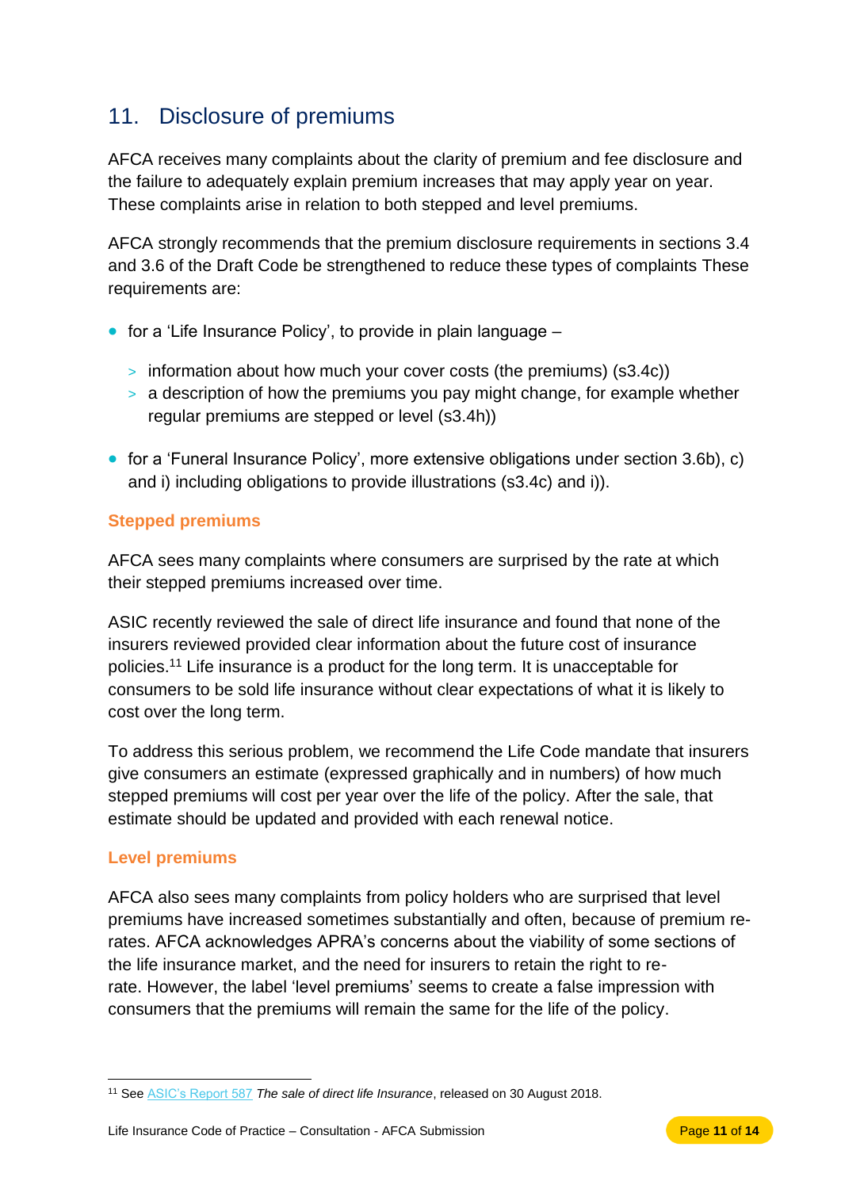## 11. Disclosure of premiums

AFCA receives many complaints about the clarity of premium and fee disclosure and the failure to adequately explain premium increases that may apply year on year. These complaints arise in relation to both stepped and level premiums.

AFCA strongly recommends that the premium disclosure requirements in sections 3.4 and 3.6 of the Draft Code be strengthened to reduce these types of complaints These requirements are:

- for a 'Life Insurance Policy', to provide in plain language –
  - information about how much your cover costs (the premiums) (s3.4c))
  - a description of how the premiums you pay might change, for example whether regular premiums are stepped or level (s3.4h))
- for a 'Funeral Insurance Policy', more extensive obligations under section 3.6b), c) and i) including obligations to provide illustrations (s3.4c) and i)).

### Stepped premiums

AFCA sees many complaints where consumers are surprised by the rate at which their stepped premiums increased over time.

ASIC recently reviewed the sale of direct life insurance and found that none of the insurers reviewed provided clear information about the future cost of insurance policies.[11] Life insurance is a product for the long term. It is unacceptable for consumers to be sold life insurance without clear expectations of what it is likely to cost over the long term.

To address this serious problem, we recommend the Life Code mandate that insurers give consumers an estimate (expressed graphically and in numbers) of how much stepped premiums will cost per year over the life of the policy. After the sale, that estimate should be updated and provided with each renewal notice.

### Level premiums

AFCA also sees many complaints from policy holders who are surprised that level premiums have increased sometimes substantially and often, because of premium re-rates. AFCA acknowledges APRA's concerns about the viability of some sections of the life insurance market, and the need for insurers to retain the right to re-rate. However, the label 'level premiums' seems to create a false impression with consumers that the premiums will remain the same for the life of the policy.

---

[11] See ASIC's Report 587 *The sale of direct life Insurance*, released on 30 August 2018.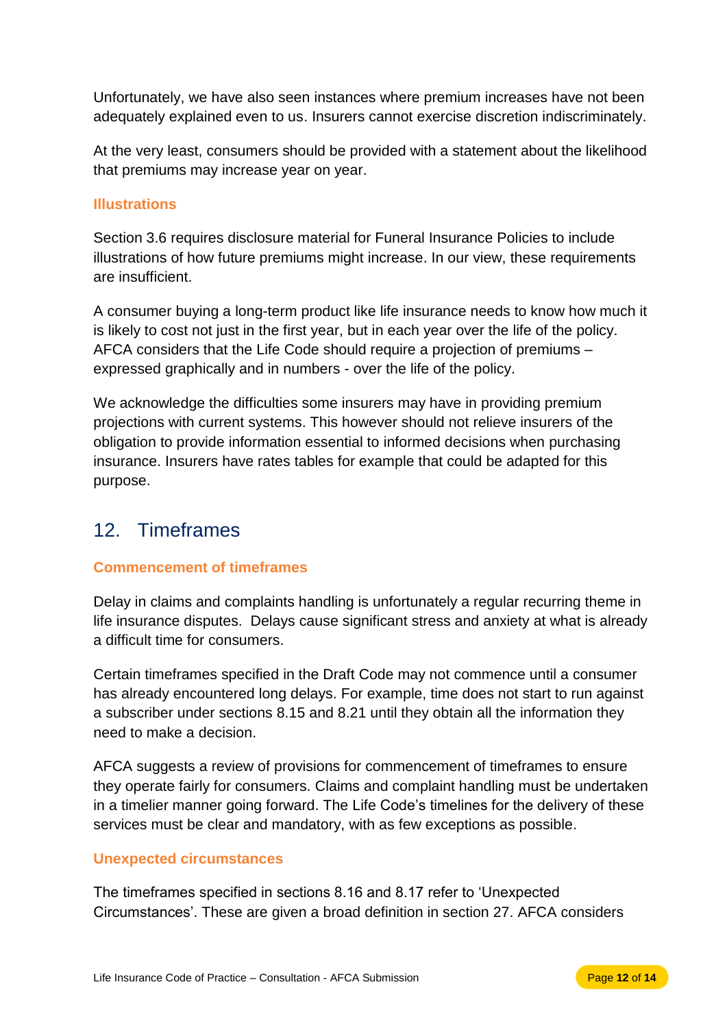Unfortunately, we have also seen instances where premium increases have not been adequately explained even to us. Insurers cannot exercise discretion indiscriminately.

At the very least, consumers should be provided with a statement about the likelihood that premiums may increase year on year.

### Illustrations

Section 3.6 requires disclosure material for Funeral Insurance Policies to include illustrations of how future premiums might increase. In our view, these requirements are insufficient.

A consumer buying a long-term product like life insurance needs to know how much it is likely to cost not just in the first year, but in each year over the life of the policy. AFCA considers that the Life Code should require a projection of premiums – expressed graphically and in numbers - over the life of the policy.

We acknowledge the difficulties some insurers may have in providing premium projections with current systems. This however should not relieve insurers of the obligation to provide information essential to informed decisions when purchasing insurance. Insurers have rates tables for example that could be adapted for this purpose.

## 12. Timeframes

### Commencement of timeframes

Delay in claims and complaints handling is unfortunately a regular recurring theme in life insurance disputes. Delays cause significant stress and anxiety at what is already a difficult time for consumers.

Certain timeframes specified in the Draft Code may not commence until a consumer has already encountered long delays. For example, time does not start to run against a subscriber under sections 8.15 and 8.21 until they obtain all the information they need to make a decision.

AFCA suggests a review of provisions for commencement of timeframes to ensure they operate fairly for consumers. Claims and complaint handling must be undertaken in a timelier manner going forward. The Life Code's timelines for the delivery of these services must be clear and mandatory, with as few exceptions as possible.

### Unexpected circumstances

The timeframes specified in sections 8.16 and 8.17 refer to 'Unexpected Circumstances'. These are given a broad definition in section 27. AFCA considers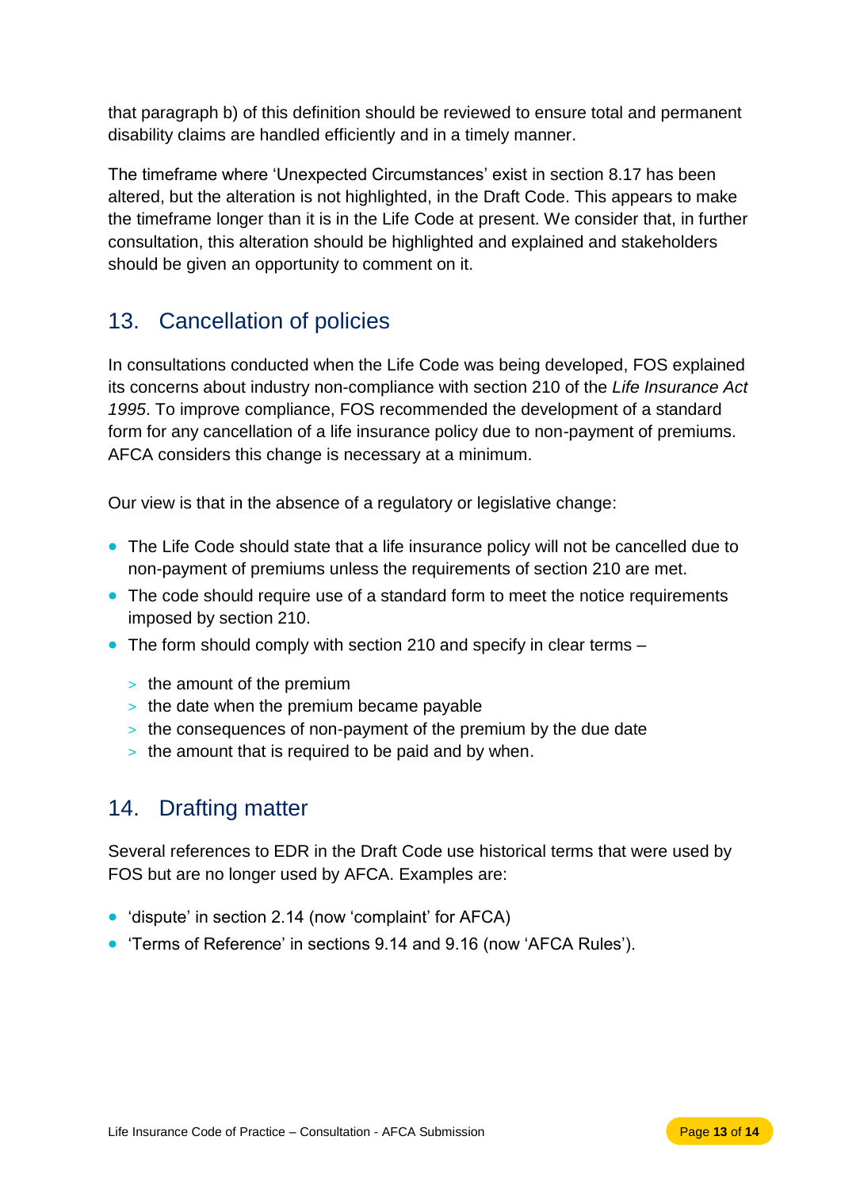that paragraph b) of this definition should be reviewed to ensure total and permanent disability claims are handled efficiently and in a timely manner.

The timeframe where 'Unexpected Circumstances' exist in section 8.17 has been altered, but the alteration is not highlighted, in the Draft Code. This appears to make the timeframe longer than it is in the Life Code at present. We consider that, in further consultation, this alteration should be highlighted and explained and stakeholders should be given an opportunity to comment on it.

## 13. Cancellation of policies

In consultations conducted when the Life Code was being developed, FOS explained its concerns about industry non-compliance with section 210 of the *Life Insurance Act 1995*. To improve compliance, FOS recommended the development of a standard form for any cancellation of a life insurance policy due to non-payment of premiums. AFCA considers this change is necessary at a minimum.

Our view is that in the absence of a regulatory or legislative change:

- The Life Code should state that a life insurance policy will not be cancelled due to non-payment of premiums unless the requirements of section 210 are met.
- The code should require use of a standard form to meet the notice requirements imposed by section 210.
- The form should comply with section 210 and specify in clear terms –
  - the amount of the premium
  - the date when the premium became payable
  - the consequences of non-payment of the premium by the due date
  - the amount that is required to be paid and by when.

## 14. Drafting matter

Several references to EDR in the Draft Code use historical terms that were used by FOS but are no longer used by AFCA. Examples are:

- 'dispute' in section 2.14 (now 'complaint' for AFCA)
- 'Terms of Reference' in sections 9.14 and 9.16 (now 'AFCA Rules').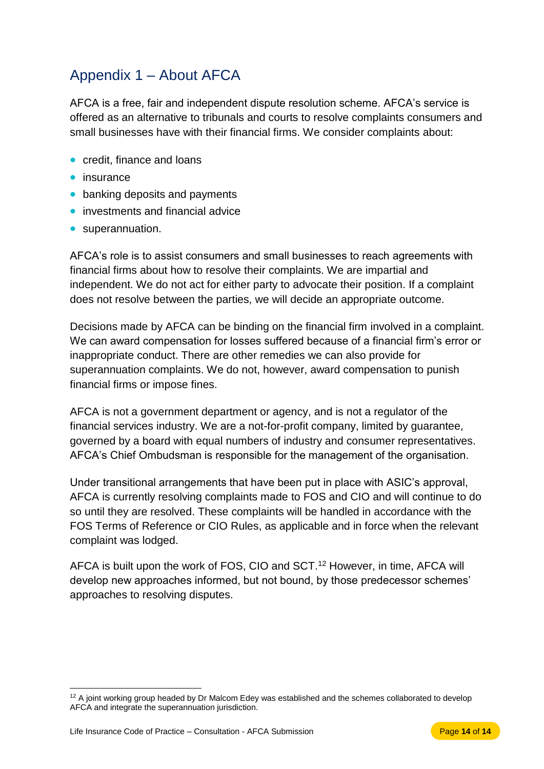## Appendix 1 – About AFCA

AFCA is a free, fair and independent dispute resolution scheme. AFCA's service is offered as an alternative to tribunals and courts to resolve complaints consumers and small businesses have with their financial firms. We consider complaints about:

- credit, finance and loans
- insurance
- banking deposits and payments
- investments and financial advice
- superannuation.

AFCA's role is to assist consumers and small businesses to reach agreements with financial firms about how to resolve their complaints. We are impartial and independent. We do not act for either party to advocate their position. If a complaint does not resolve between the parties, we will decide an appropriate outcome.

Decisions made by AFCA can be binding on the financial firm involved in a complaint. We can award compensation for losses suffered because of a financial firm's error or inappropriate conduct. There are other remedies we can also provide for superannuation complaints. We do not, however, award compensation to punish financial firms or impose fines.

AFCA is not a government department or agency, and is not a regulator of the financial services industry. We are a not-for-profit company, limited by guarantee, governed by a board with equal numbers of industry and consumer representatives. AFCA's Chief Ombudsman is responsible for the management of the organisation.

Under transitional arrangements that have been put in place with ASIC's approval, AFCA is currently resolving complaints made to FOS and CIO and will continue to do so until they are resolved. These complaints will be handled in accordance with the FOS Terms of Reference or CIO Rules, as applicable and in force when the relevant complaint was lodged.

AFCA is built upon the work of FOS, CIO and SCT.[12] However, in time, AFCA will develop new approaches informed, but not bound, by those predecessor schemes' approaches to resolving disputes.

[12] A joint working group headed by Dr Malcom Edey was established and the schemes collaborated to develop AFCA and integrate the superannuation jurisdiction.